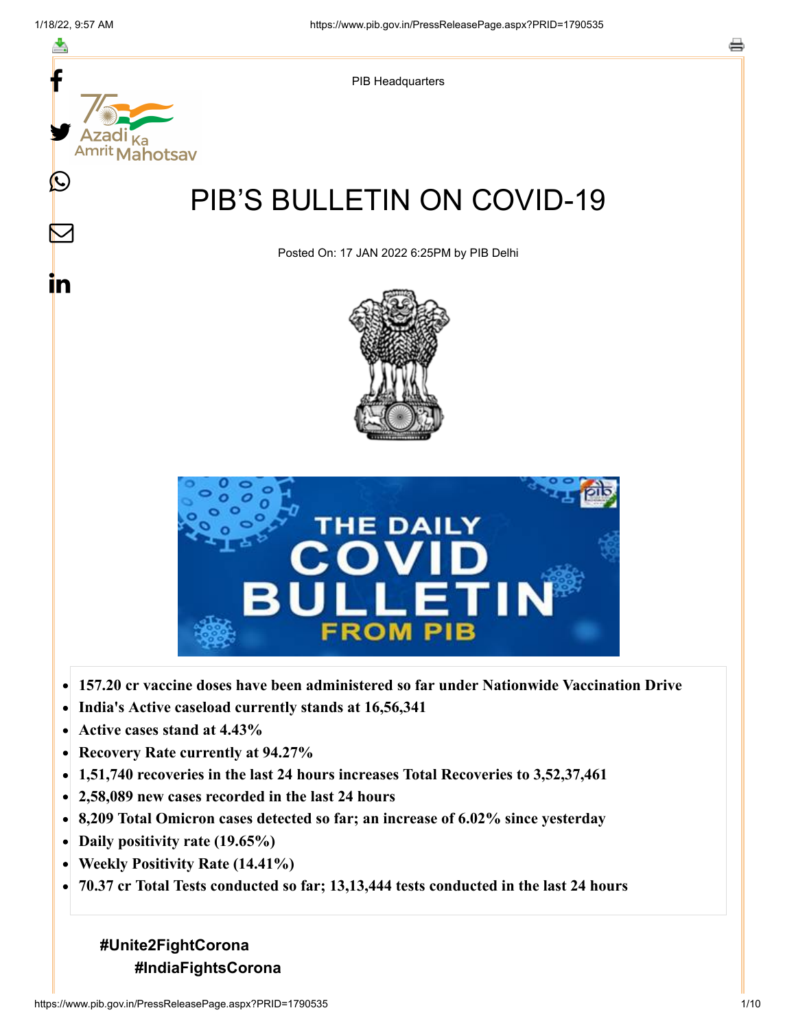PIB Headquarters

# PIB'S BULLETIN ON COVID-19

Posted On: 17 JAN 2022 6:25PM by PIB Delhi

- **157.20 cr vaccine doses have been administered so far under Nationwide Vaccination Drive**
- **India's Active caseload currently stands at 16,56,341**
- **Active cases stand at 4.43%**
- **Recovery Rate currently at 94.27%**
- **1,51,740 recoveries in the last 24 hours increases Total Recoveries to 3,52,37,461**
- **2,58,089 new cases recorded in the last 24 hours**
- **8,209 Total Omicron cases detected so far; an increase of 6.02% since yesterday**
- **Daily positivity rate (19.65%)**
- **Weekly Positivity Rate (14.41%)**
- **70.37 cr Total Tests conducted so far; 13,13,444 tests conducted in the last 24 hours**

**#Unite2FightCorona**

**#IndiaFightsCorona**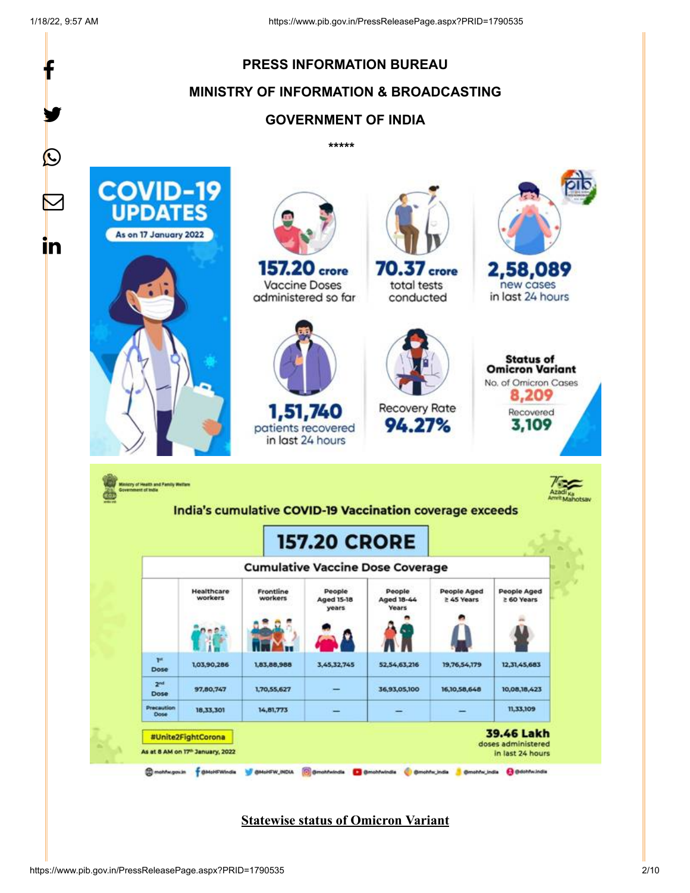**PRESS INFORMATION BUREAU**

**MINISTRY OF INFORMATION & BROADCASTING**

**GOVERNMENT OF INDIA**

*****

**COVID-19 UPDATES**

As on 17 January 2022

- **157.20 crore** Vaccine Doses administered so far
- **70.37 crore** total tests conducted
- **2,58,089** new cases in last 24 hours
- **1,51,740** patients recovered in last 24 hours
- Recovery Rate **94.27%**
- **Status of Omicron Variant**
  - No. of Omicron Cases **8,209**
  - Recovered **3,109**

Ministry of Health and Family Welfare, Government of India

India's cumulative COVID-19 Vaccination coverage exceeds

**157.20 CRORE**

**Cumulative Vaccine Dose Coverage**

| | Healthcare workers | Frontline workers | People Aged 15-18 years | People Aged 18-44 Years | People Aged ≥ 45 Years | People Aged ≥ 60 Years |
|---|---|---|---|---|---|---|
| 1st Dose | 1,03,90,286 | 1,83,88,988 | 3,45,32,745 | 52,54,63,216 | 19,76,54,179 | 12,31,45,683 |
| 2nd Dose | 97,80,747 | 1,70,55,627 | — | 36,93,05,100 | 16,10,58,648 | 10,08,18,423 |
| Precaution Dose | 18,33,301 | 14,81,773 | — | — | — | 11,33,109 |

#Unite2FightCorona

As at 8 AM on 17th January, 2022

**39.46 Lakh** doses administered in last 24 hours

**Statewise status of Omicron Variant**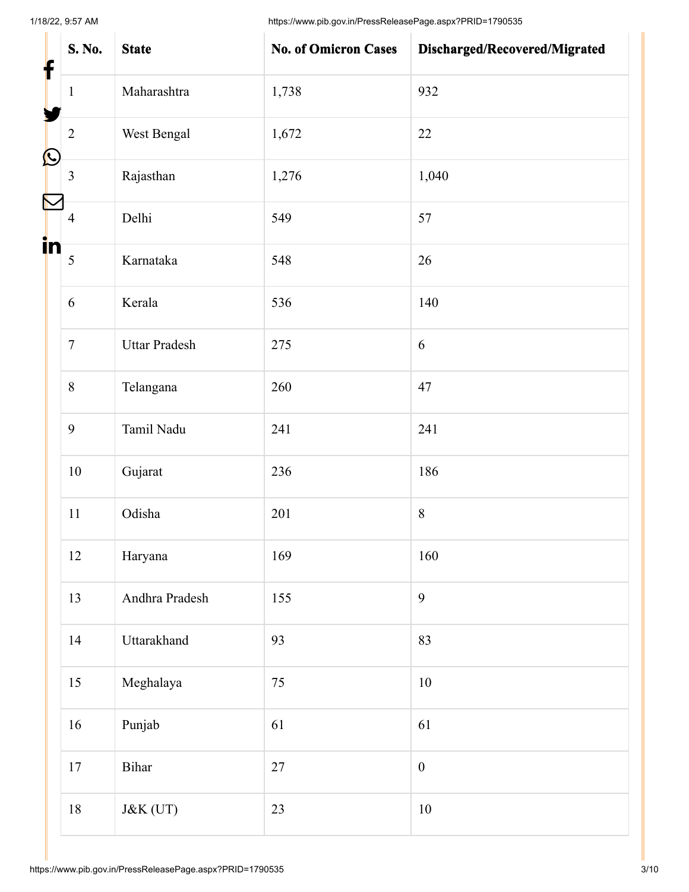| S. No. | State | No. of Omicron Cases | Discharged/Recovered/Migrated |
|---|---|---|---|
| 1 | Maharashtra | 1,738 | 932 |
| 2 | West Bengal | 1,672 | 22 |
| 3 | Rajasthan | 1,276 | 1,040 |
| 4 | Delhi | 549 | 57 |
| 5 | Karnataka | 548 | 26 |
| 6 | Kerala | 536 | 140 |
| 7 | Uttar Pradesh | 275 | 6 |
| 8 | Telangana | 260 | 47 |
| 9 | Tamil Nadu | 241 | 241 |
| 10 | Gujarat | 236 | 186 |
| 11 | Odisha | 201 | 8 |
| 12 | Haryana | 169 | 160 |
| 13 | Andhra Pradesh | 155 | 9 |
| 14 | Uttarakhand | 93 | 83 |
| 15 | Meghalaya | 75 | 10 |
| 16 | Punjab | 61 | 61 |
| 17 | Bihar | 27 | 0 |
| 18 | J&K (UT) | 23 | 10 |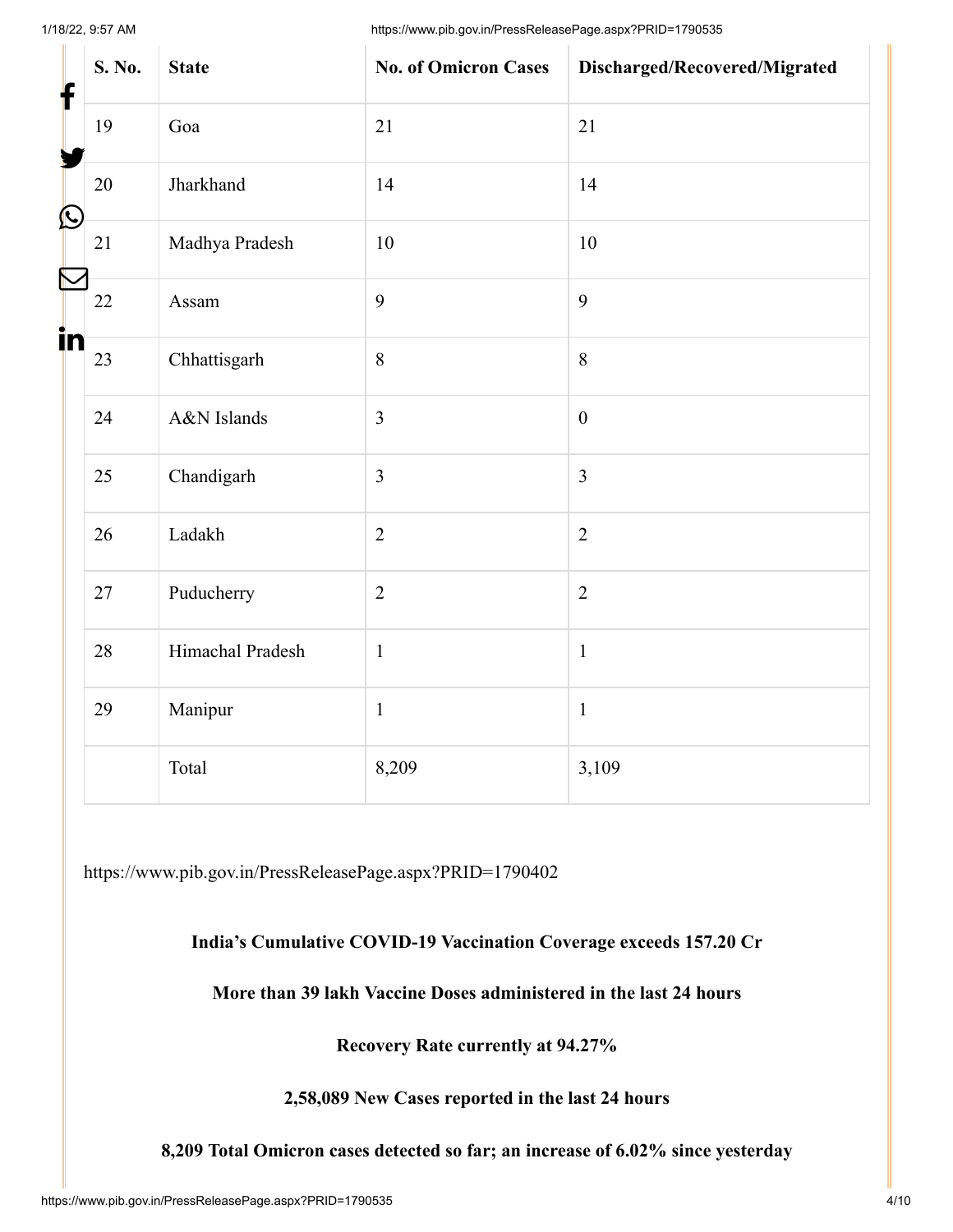| S. No. | State | No. of Omicron Cases | Discharged/Recovered/Migrated |
|---|---|---|---|
| 19 | Goa | 21 | 21 |
| 20 | Jharkhand | 14 | 14 |
| 21 | Madhya Pradesh | 10 | 10 |
| 22 | Assam | 9 | 9 |
| 23 | Chhattisgarh | 8 | 8 |
| 24 | A&N Islands | 3 | 0 |
| 25 | Chandigarh | 3 | 3 |
| 26 | Ladakh | 2 | 2 |
| 27 | Puducherry | 2 | 2 |
| 28 | Himachal Pradesh | 1 | 1 |
| 29 | Manipur | 1 | 1 |
| | Total | 8,209 | 3,109 |

https://www.pib.gov.in/PressReleasePage.aspx?PRID=1790402

**India's Cumulative COVID-19 Vaccination Coverage exceeds 157.20 Cr**

**More than 39 lakh Vaccine Doses administered in the last 24 hours**

**Recovery Rate currently at 94.27%**

**2,58,089 New Cases reported in the last 24 hours**

**8,209 Total Omicron cases detected so far; an increase of 6.02% since yesterday**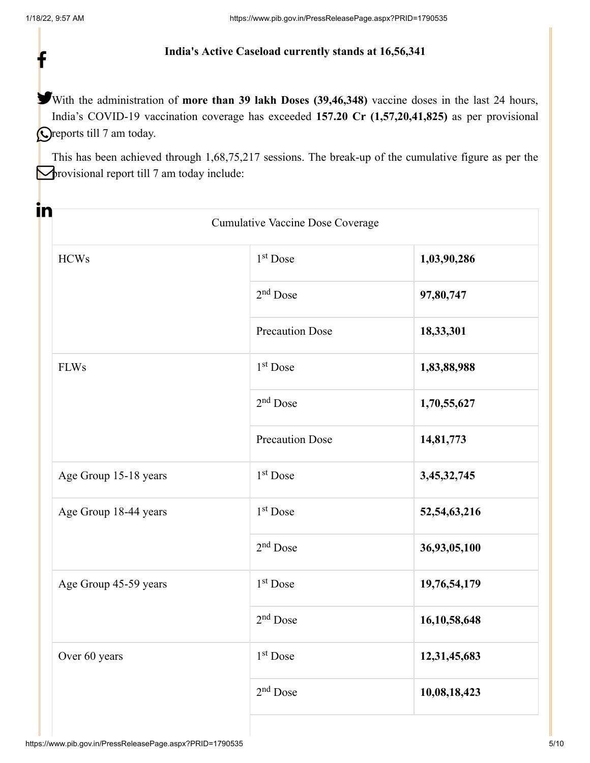**India's Active Caseload currently stands at 16,56,341**

With the administration of **more than 39 lakh Doses (39,46,348)** vaccine doses in the last 24 hours, India's COVID-19 vaccination coverage has exceeded **157.20 Cr (1,57,20,41,825)** as per provisional reports till 7 am today.

This has been achieved through 1,68,75,217 sessions. The break-up of the cumulative figure as per the provisional report till 7 am today include:

| Cumulative Vaccine Dose Coverage | | |
|---|---|---|
| HCWs | 1st Dose | **1,03,90,286** |
| | 2nd Dose | **97,80,747** |
| | Precaution Dose | **18,33,301** |
| FLWs | 1st Dose | **1,83,88,988** |
| | 2nd Dose | **1,70,55,627** |
| | Precaution Dose | **14,81,773** |
| Age Group 15-18 years | 1st Dose | **3,45,32,745** |
| Age Group 18-44 years | 1st Dose | **52,54,63,216** |
| | 2nd Dose | **36,93,05,100** |
| Age Group 45-59 years | 1st Dose | **19,76,54,179** |
| | 2nd Dose | **16,10,58,648** |
| Over 60 years | 1st Dose | **12,31,45,683** |
| | 2nd Dose | **10,08,18,423** |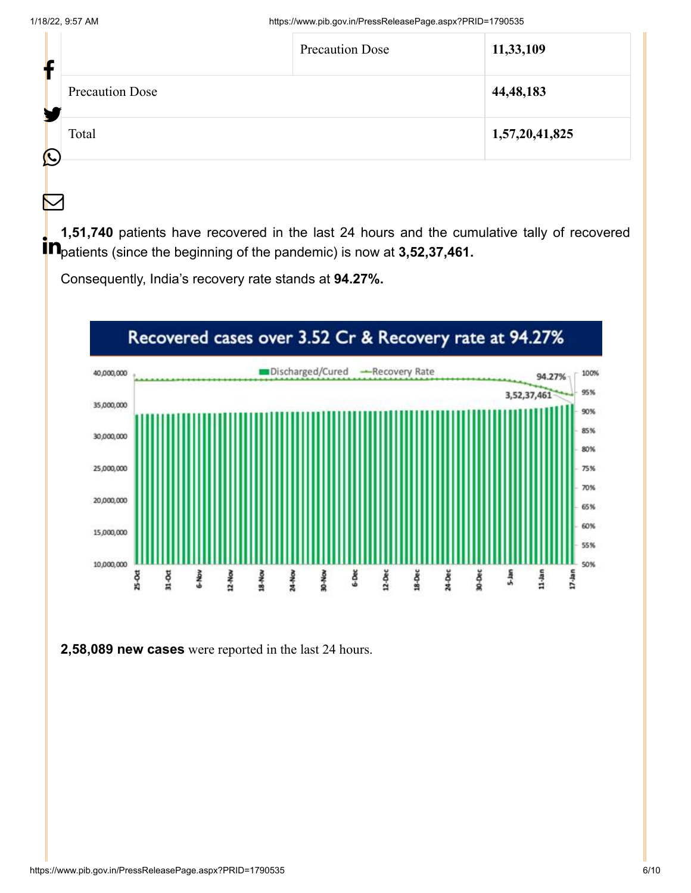| | | |
|---|---|---|
| | Precaution Dose | **11,33,109** |
| Precaution Dose | | **44,48,183** |
| Total | | **1,57,20,41,825** |

**1,51,740** patients have recovered in the last 24 hours and the cumulative tally of recovered patients (since the beginning of the pandemic) is now at **3,52,37,461.**

Consequently, India's recovery rate stands at **94.27%.**

**2,58,089 new cases** were reported in the last 24 hours.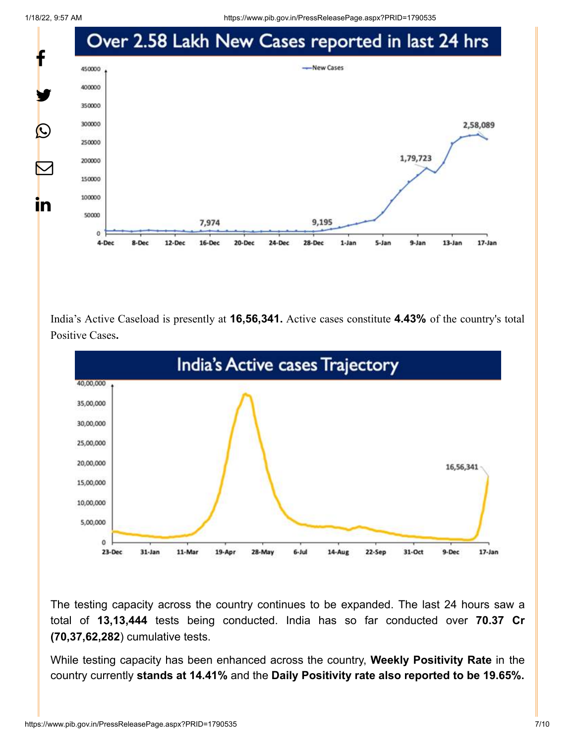## Over 2.58 Lakh New Cases reported in last 24 hrs

India's Active Caseload is presently at **16,56,341.** Active cases constitute **4.43%** of the country's total Positive Cases**.**

## India's Active cases Trajectory

The testing capacity across the country continues to be expanded. The last 24 hours saw a total of **13,13,444** tests being conducted. India has so far conducted over **70.37 Cr (70,37,62,282**) cumulative tests.

While testing capacity has been enhanced across the country, **Weekly Positivity Rate** in the country currently **stands at 14.41%** and the **Daily Positivity rate also reported to be 19.65%.**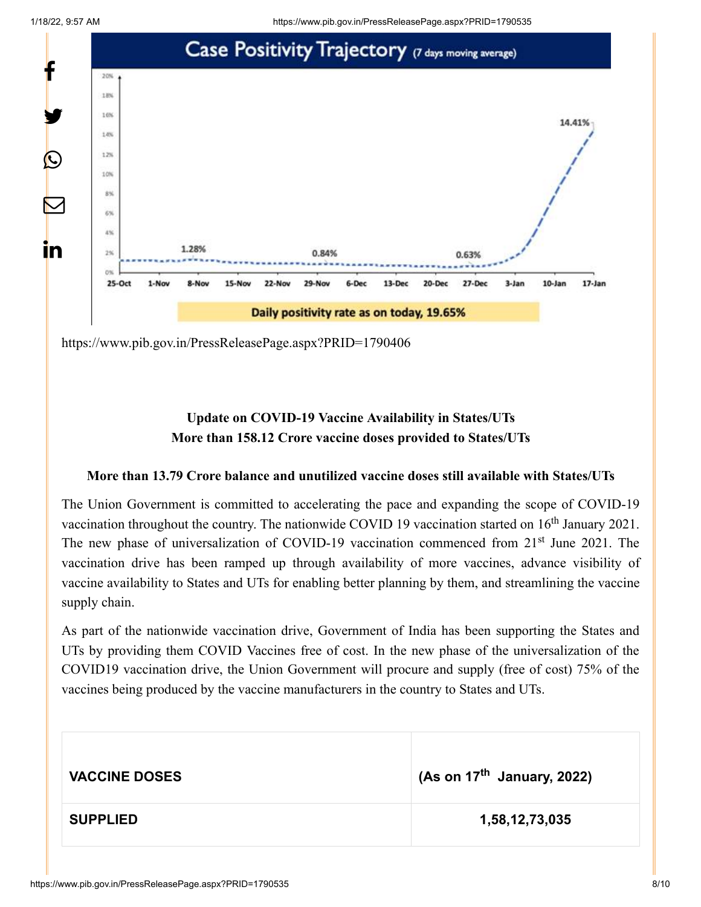Case Positivity Trajectory (7 days moving average)

Daily positivity rate as on today, 19.65%

https://www.pib.gov.in/PressReleasePage.aspx?PRID=1790406

**Update on COVID-19 Vaccine Availability in States/UTs**

**More than 158.12 Crore vaccine doses provided to States/UTs**

**More than 13.79 Crore balance and unutilized vaccine doses still available with States/UTs**

The Union Government is committed to accelerating the pace and expanding the scope of COVID-19 vaccination throughout the country. The nationwide COVID 19 vaccination started on 16th January 2021. The new phase of universalization of COVID-19 vaccination commenced from 21st June 2021. The vaccination drive has been ramped up through availability of more vaccines, advance visibility of vaccine availability to States and UTs for enabling better planning by them, and streamlining the vaccine supply chain.

As part of the nationwide vaccination drive, Government of India has been supporting the States and UTs by providing them COVID Vaccines free of cost. In the new phase of the universalization of the COVID19 vaccination drive, the Union Government will procure and supply (free of cost) 75% of the vaccines being produced by the vaccine manufacturers in the country to States and UTs.

| VACCINE DOSES | (As on 17th January, 2022) |
|---|---|
| SUPPLIED | 1,58,12,73,035 |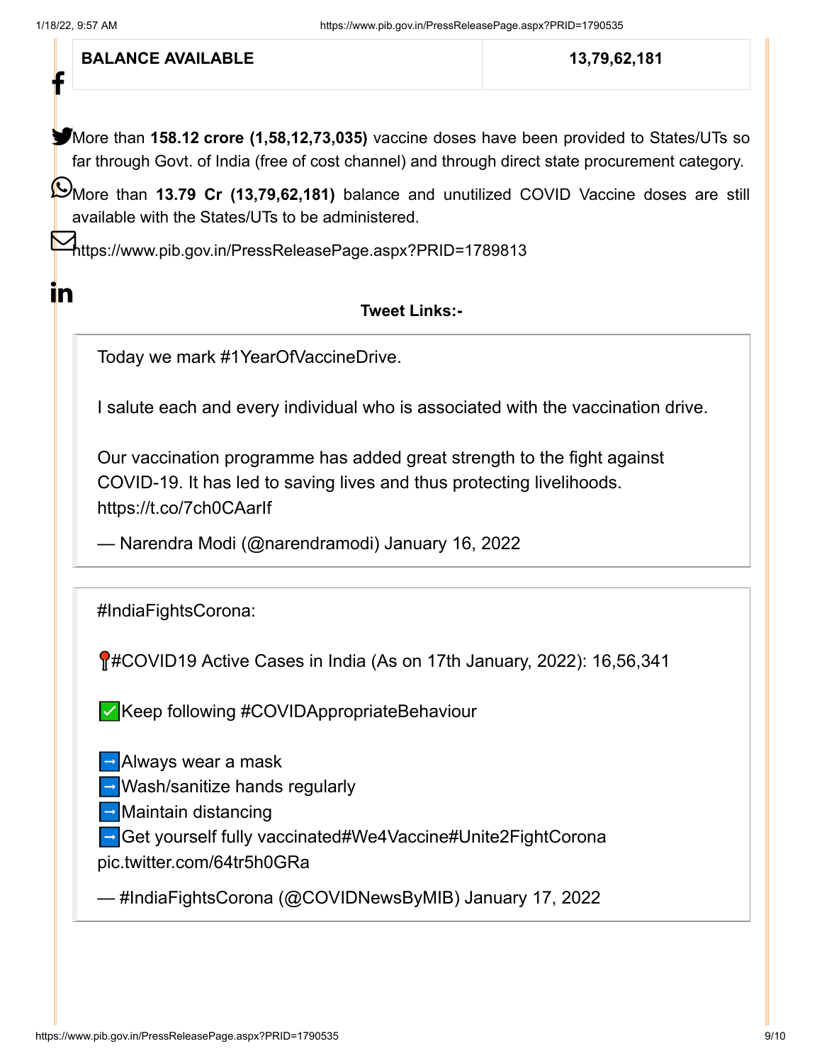| BALANCE AVAILABLE | 13,79,62,181 |
| --- | --- |

More than **158.12 crore (1,58,12,73,035)** vaccine doses have been provided to States/UTs so far through Govt. of India (free of cost channel) and through direct state procurement category.

More than **13.79 Cr (13,79,62,181)** balance and unutilized COVID Vaccine doses are still available with the States/UTs to be administered.

https://www.pib.gov.in/PressReleasePage.aspx?PRID=1789813

**Tweet Links:-**

> Today we mark #1YearOfVaccineDrive.
>
> I salute each and every individual who is associated with the vaccination drive.
>
> Our vaccination programme has added great strength to the fight against COVID-19. It has led to saving lives and thus protecting livelihoods. https://t.co/7ch0CAarIf
>
> — Narendra Modi (@narendramodi) January 16, 2022

> #IndiaFightsCorona:
>
> 📍#COVID19 Active Cases in India (As on 17th January, 2022): 16,56,341
>
> ✅Keep following #COVIDAppropriateBehaviour
>
> ➡️Always wear a mask
> ➡️Wash/sanitize hands regularly
> ➡️Maintain distancing
> ➡️Get yourself fully vaccinated#We4Vaccine#Unite2FightCorona pic.twitter.com/64tr5h0GRa
>
> — #IndiaFightsCorona (@COVIDNewsByMIB) January 17, 2022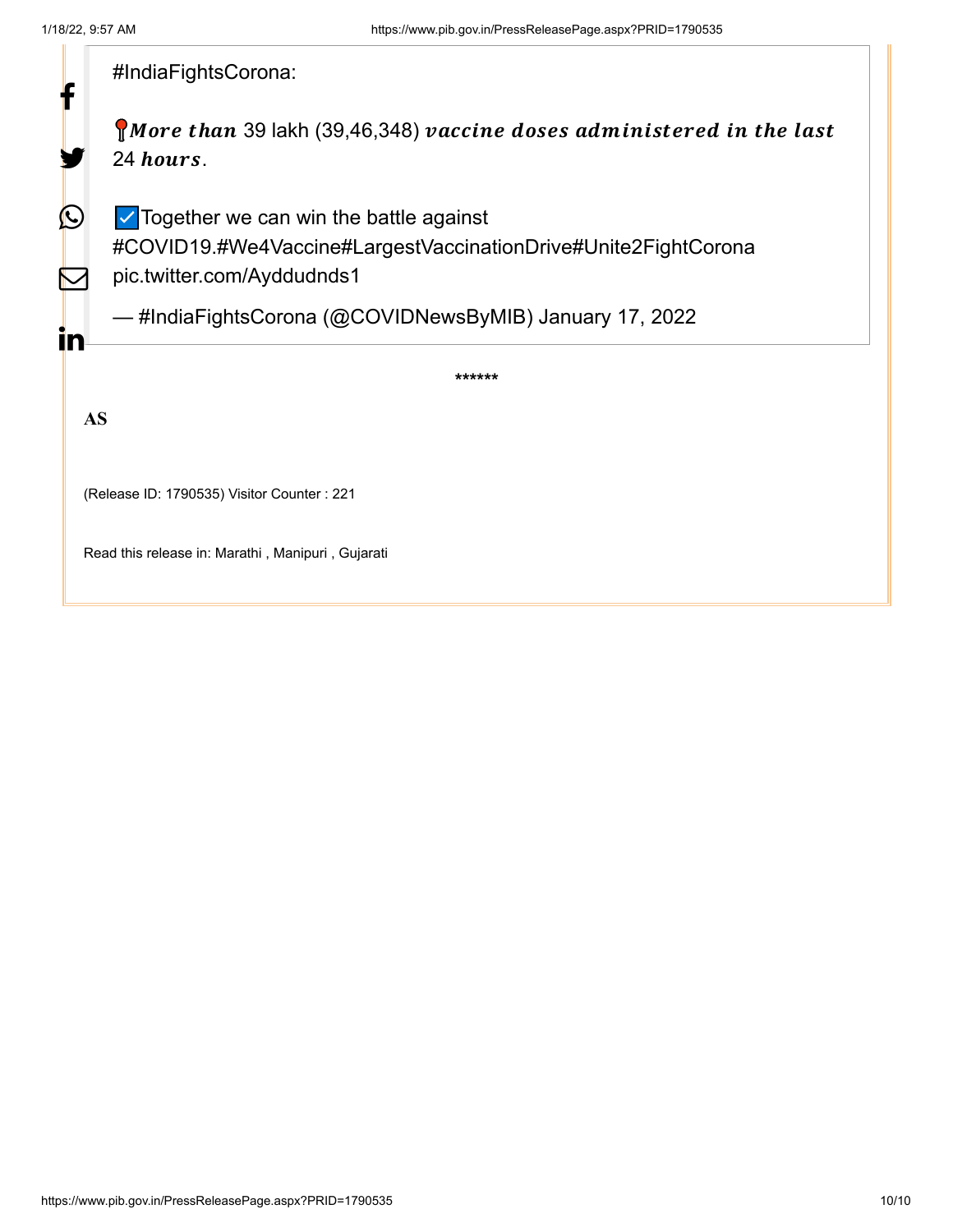#IndiaFightsCorona:

📍***More than*** 39 lakh (39,46,348) ***vaccine doses administered in the last*** 24 ***hours***.

☑️Together we can win the battle against #COVID19.#We4Vaccine#LargestVaccinationDrive#Unite2FightCorona pic.twitter.com/Ayddudnds1

— #IndiaFightsCorona (@COVIDNewsByMIB) January 17, 2022

******

**AS**

(Release ID: 1790535) Visitor Counter : 221

Read this release in: Marathi , Manipuri , Gujarati